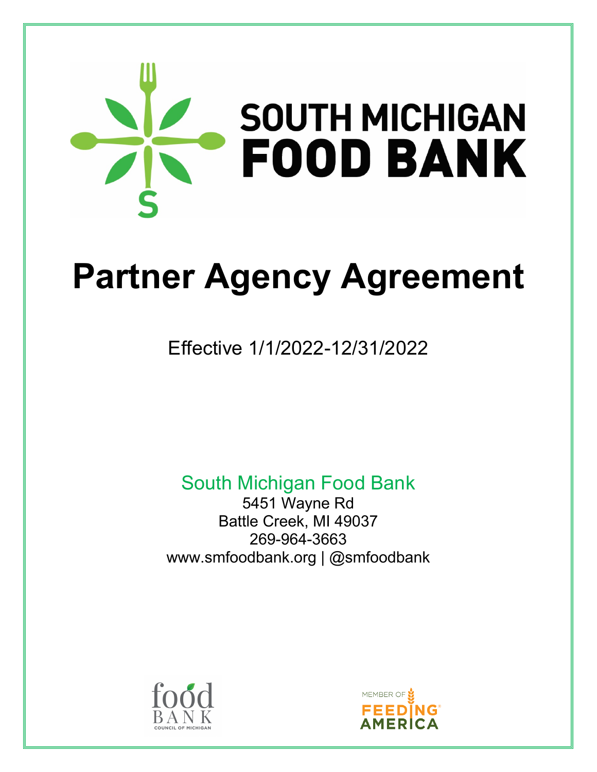# SOUTH MICHIGAN FOOD BANK

# Partner Agency Agreement

Effective 1/1/2022-12/31/2022

South Michigan Food Bank
5451 Wayne Rd
Battle Creek, MI 49037
269-964-3663
www.smfoodbank.org | @smfoodbank

food BANK COUNCIL OF MICHIGAN

MEMBER OF FEEDING AMERICA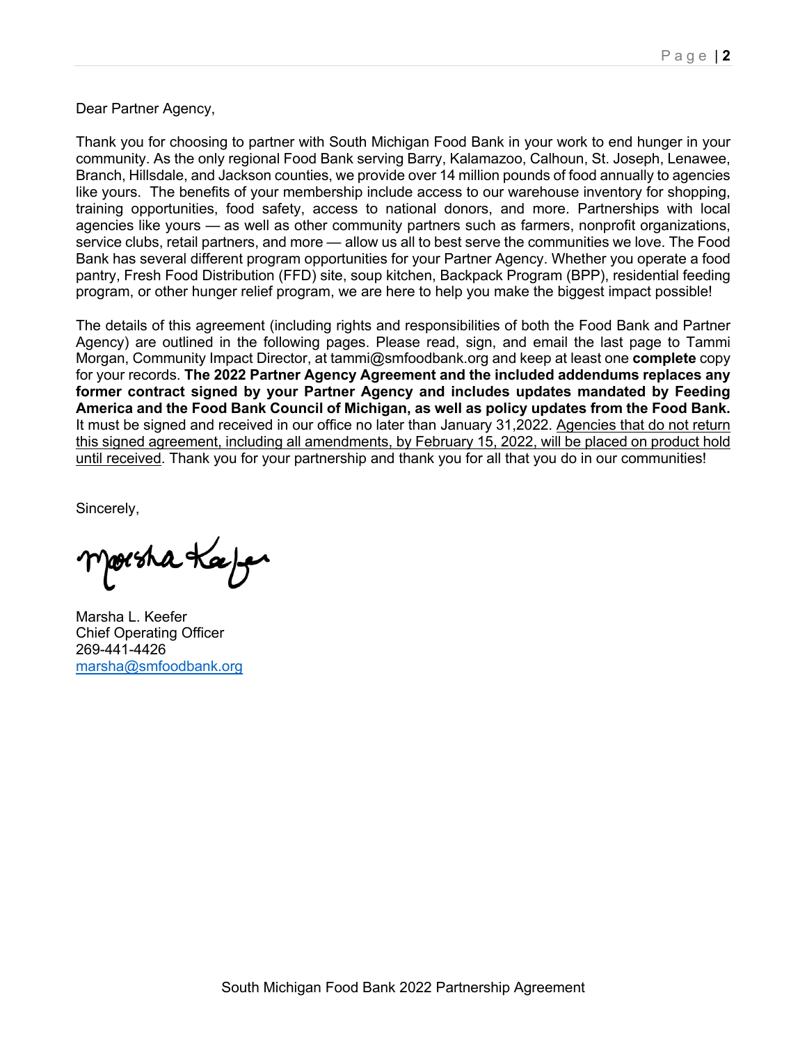Dear Partner Agency,

Thank you for choosing to partner with South Michigan Food Bank in your work to end hunger in your community. As the only regional Food Bank serving Barry, Kalamazoo, Calhoun, St. Joseph, Lenawee, Branch, Hillsdale, and Jackson counties, we provide over 14 million pounds of food annually to agencies like yours. The benefits of your membership include access to our warehouse inventory for shopping, training opportunities, food safety, access to national donors, and more. Partnerships with local agencies like yours — as well as other community partners such as farmers, nonprofit organizations, service clubs, retail partners, and more — allow us all to best serve the communities we love. The Food Bank has several different program opportunities for your Partner Agency. Whether you operate a food pantry, Fresh Food Distribution (FFD) site, soup kitchen, Backpack Program (BPP), residential feeding program, or other hunger relief program, we are here to help you make the biggest impact possible!

The details of this agreement (including rights and responsibilities of both the Food Bank and Partner Agency) are outlined in the following pages. Please read, sign, and email the last page to Tammi Morgan, Community Impact Director, at tammi@smfoodbank.org and keep at least one **complete** copy for your records. **The 2022 Partner Agency Agreement and the included addendums replaces any former contract signed by your Partner Agency and includes updates mandated by Feeding America and the Food Bank Council of Michigan, as well as policy updates from the Food Bank.** It must be signed and received in our office no later than January 31,2022. <u>Agencies that do not return this signed agreement, including all amendments, by February 15, 2022, will be placed on product hold until received</u>. Thank you for your partnership and thank you for all that you do in our communities!

Sincerely,

Marsha L. Keefer
Chief Operating Officer
269-441-4426
marsha@smfoodbank.org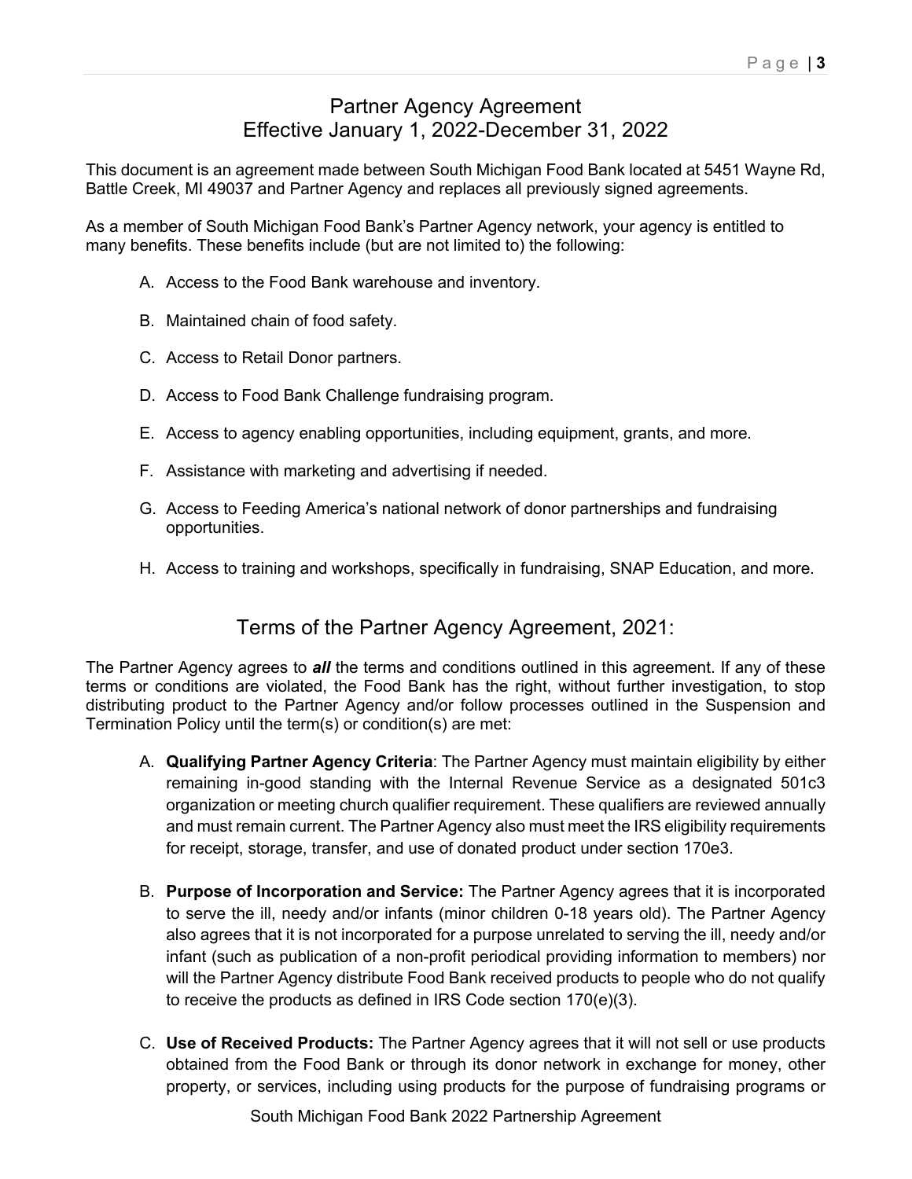# Partner Agency Agreement
# Effective January 1, 2022-December 31, 2022

This document is an agreement made between South Michigan Food Bank located at 5451 Wayne Rd, Battle Creek, MI 49037 and Partner Agency and replaces all previously signed agreements.

As a member of South Michigan Food Bank's Partner Agency network, your agency is entitled to many benefits. These benefits include (but are not limited to) the following:

A. Access to the Food Bank warehouse and inventory.

B. Maintained chain of food safety.

C. Access to Retail Donor partners.

D. Access to Food Bank Challenge fundraising program.

E. Access to agency enabling opportunities, including equipment, grants, and more.

F. Assistance with marketing and advertising if needed.

G. Access to Feeding America's national network of donor partnerships and fundraising opportunities.

H. Access to training and workshops, specifically in fundraising, SNAP Education, and more.

## Terms of the Partner Agency Agreement, 2021:

The Partner Agency agrees to ***all*** the terms and conditions outlined in this agreement. If any of these terms or conditions are violated, the Food Bank has the right, without further investigation, to stop distributing product to the Partner Agency and/or follow processes outlined in the Suspension and Termination Policy until the term(s) or condition(s) are met:

A. **Qualifying Partner Agency Criteria**: The Partner Agency must maintain eligibility by either remaining in-good standing with the Internal Revenue Service as a designated 501c3 organization or meeting church qualifier requirement. These qualifiers are reviewed annually and must remain current. The Partner Agency also must meet the IRS eligibility requirements for receipt, storage, transfer, and use of donated product under section 170e3.

B. **Purpose of Incorporation and Service:** The Partner Agency agrees that it is incorporated to serve the ill, needy and/or infants (minor children 0-18 years old). The Partner Agency also agrees that it is not incorporated for a purpose unrelated to serving the ill, needy and/or infant (such as publication of a non-profit periodical providing information to members) nor will the Partner Agency distribute Food Bank received products to people who do not qualify to receive the products as defined in IRS Code section 170(e)(3).

C. **Use of Received Products:** The Partner Agency agrees that it will not sell or use products obtained from the Food Bank or through its donor network in exchange for money, other property, or services, including using products for the purpose of fundraising programs or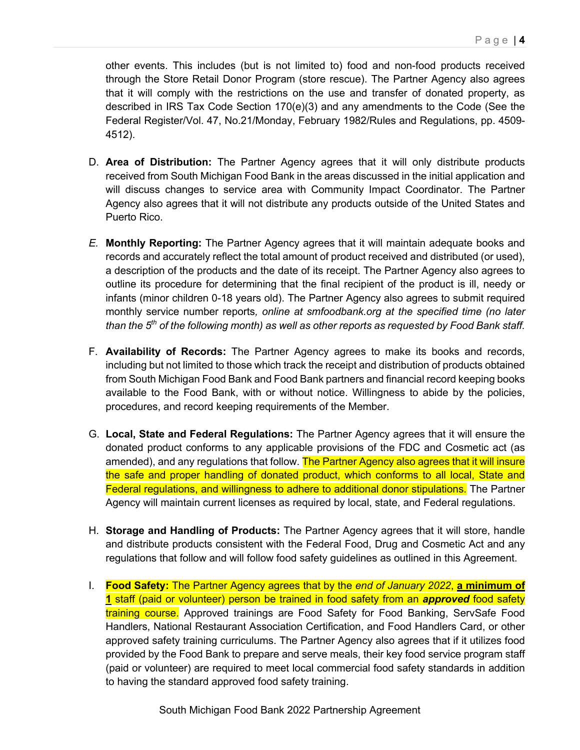other events. This includes (but is not limited to) food and non-food products received through the Store Retail Donor Program (store rescue). The Partner Agency also agrees that it will comply with the restrictions on the use and transfer of donated property, as described in IRS Tax Code Section 170(e)(3) and any amendments to the Code (See the Federal Register/Vol. 47, No.21/Monday, February 1982/Rules and Regulations, pp. 4509-4512).

D. **Area of Distribution:** The Partner Agency agrees that it will only distribute products received from South Michigan Food Bank in the areas discussed in the initial application and will discuss changes to service area with Community Impact Coordinator. The Partner Agency also agrees that it will not distribute any products outside of the United States and Puerto Rico.

*E.* **Monthly Reporting:** The Partner Agency agrees that it will maintain adequate books and records and accurately reflect the total amount of product received and distributed (or used), a description of the products and the date of its receipt. The Partner Agency also agrees to outline its procedure for determining that the final recipient of the product is ill, needy or infants (minor children 0-18 years old). The Partner Agency also agrees to submit required monthly service number reports*, online at smfoodbank.org at the specified time (no later than the 5th of the following month) as well as other reports as requested by Food Bank staff.*

F. **Availability of Records:** The Partner Agency agrees to make its books and records, including but not limited to those which track the receipt and distribution of products obtained from South Michigan Food Bank and Food Bank partners and financial record keeping books available to the Food Bank, with or without notice. Willingness to abide by the policies, procedures, and record keeping requirements of the Member.

G. **Local, State and Federal Regulations:** The Partner Agency agrees that it will ensure the donated product conforms to any applicable provisions of the FDC and Cosmetic act (as amended), and any regulations that follow. The Partner Agency also agrees that it will insure the safe and proper handling of donated product, which conforms to all local, State and Federal regulations, and willingness to adhere to additional donor stipulations. The Partner Agency will maintain current licenses as required by local, state, and Federal regulations.

H. **Storage and Handling of Products:** The Partner Agency agrees that it will store, handle and distribute products consistent with the Federal Food, Drug and Cosmetic Act and any regulations that follow and will follow food safety guidelines as outlined in this Agreement.

I. **Food Safety:** The Partner Agency agrees that by the *end of January 2022*, **a minimum of 1** staff (paid or volunteer) person be trained in food safety from an ***approved*** food safety training course. Approved trainings are Food Safety for Food Banking, ServSafe Food Handlers, National Restaurant Association Certification, and Food Handlers Card, or other approved safety training curriculums. The Partner Agency also agrees that if it utilizes food provided by the Food Bank to prepare and serve meals, their key food service program staff (paid or volunteer) are required to meet local commercial food safety standards in addition to having the standard approved food safety training.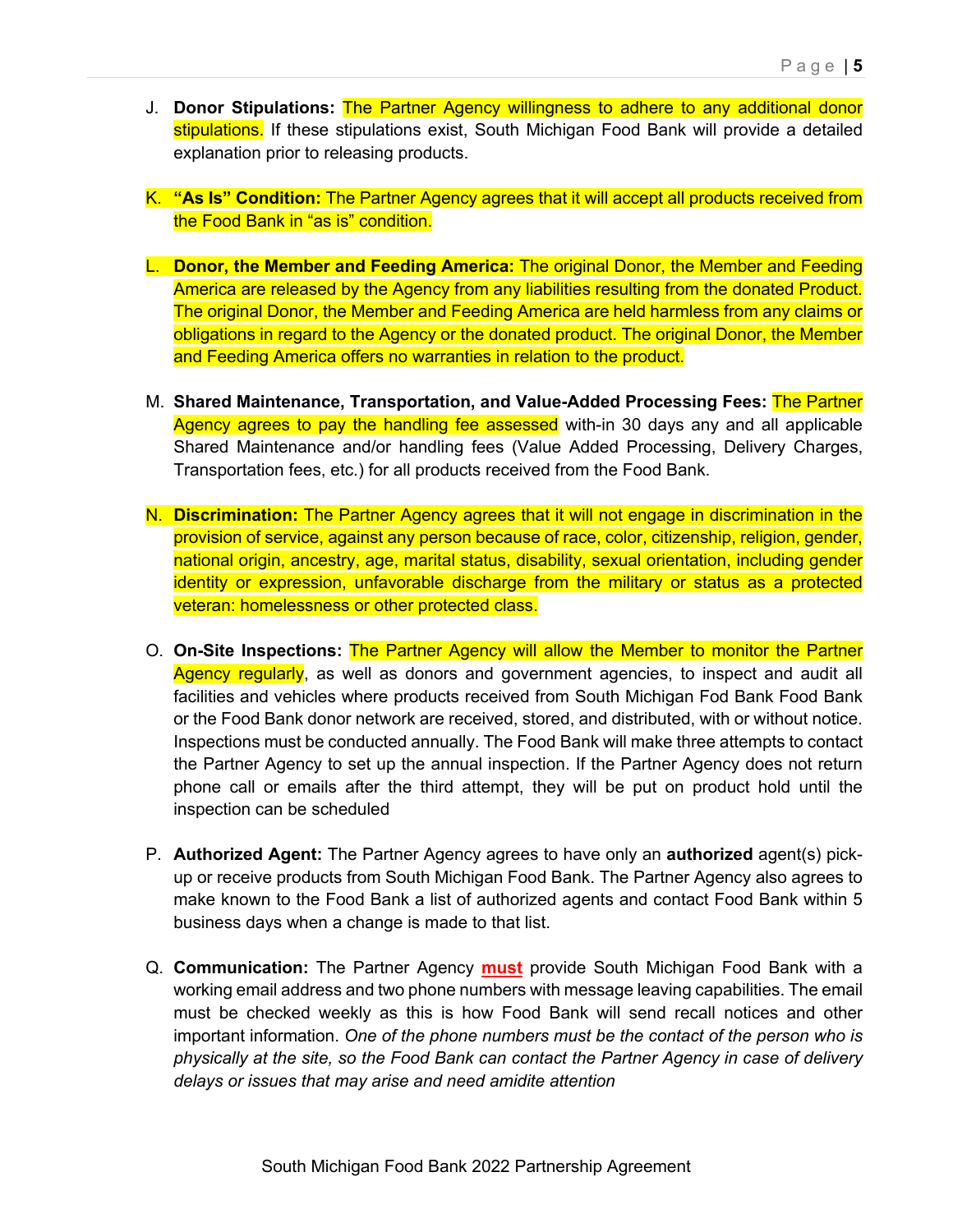J. **Donor Stipulations:** The Partner Agency willingness to adhere to any additional donor stipulations. If these stipulations exist, South Michigan Food Bank will provide a detailed explanation prior to releasing products.

K. **"As Is" Condition:** The Partner Agency agrees that it will accept all products received from the Food Bank in "as is" condition.

L. **Donor, the Member and Feeding America:** The original Donor, the Member and Feeding America are released by the Agency from any liabilities resulting from the donated Product. The original Donor, the Member and Feeding America are held harmless from any claims or obligations in regard to the Agency or the donated product. The original Donor, the Member and Feeding America offers no warranties in relation to the product.

M. **Shared Maintenance, Transportation, and Value-Added Processing Fees:** The Partner Agency agrees to pay the handling fee assessed with-in 30 days any and all applicable Shared Maintenance and/or handling fees (Value Added Processing, Delivery Charges, Transportation fees, etc.) for all products received from the Food Bank.

N. **Discrimination:** The Partner Agency agrees that it will not engage in discrimination in the provision of service, against any person because of race, color, citizenship, religion, gender, national origin, ancestry, age, marital status, disability, sexual orientation, including gender identity or expression, unfavorable discharge from the military or status as a protected veteran: homelessness or other protected class.

O. **On-Site Inspections:** The Partner Agency will allow the Member to monitor the Partner Agency regularly, as well as donors and government agencies, to inspect and audit all facilities and vehicles where products received from South Michigan Fod Bank Food Bank or the Food Bank donor network are received, stored, and distributed, with or without notice. Inspections must be conducted annually. The Food Bank will make three attempts to contact the Partner Agency to set up the annual inspection. If the Partner Agency does not return phone call or emails after the third attempt, they will be put on product hold until the inspection can be scheduled

P. **Authorized Agent:** The Partner Agency agrees to have only an **authorized** agent(s) pick-up or receive products from South Michigan Food Bank. The Partner Agency also agrees to make known to the Food Bank a list of authorized agents and contact Food Bank within 5 business days when a change is made to that list.

Q. **Communication:** The Partner Agency **must** provide South Michigan Food Bank with a working email address and two phone numbers with message leaving capabilities. The email must be checked weekly as this is how Food Bank will send recall notices and other important information. *One of the phone numbers must be the contact of the person who is physically at the site, so the Food Bank can contact the Partner Agency in case of delivery delays or issues that may arise and need amidite attention*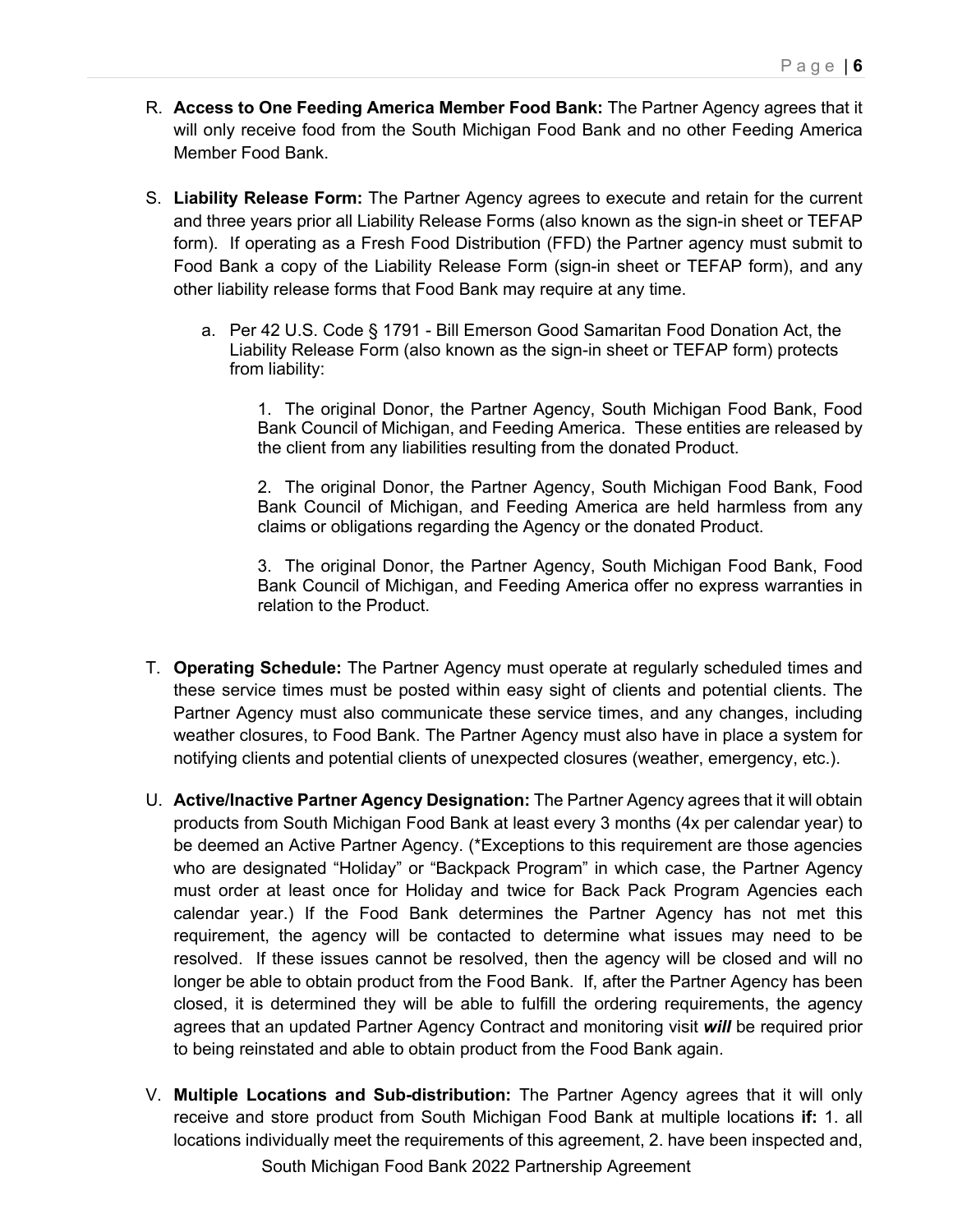R. **Access to One Feeding America Member Food Bank:** The Partner Agency agrees that it will only receive food from the South Michigan Food Bank and no other Feeding America Member Food Bank.

S. **Liability Release Form:** The Partner Agency agrees to execute and retain for the current and three years prior all Liability Release Forms (also known as the sign-in sheet or TEFAP form). If operating as a Fresh Food Distribution (FFD) the Partner agency must submit to Food Bank a copy of the Liability Release Form (sign-in sheet or TEFAP form), and any other liability release forms that Food Bank may require at any time.

   a. Per 42 U.S. Code § 1791 - Bill Emerson Good Samaritan Food Donation Act, the Liability Release Form (also known as the sign-in sheet or TEFAP form) protects from liability:

      1. The original Donor, the Partner Agency, South Michigan Food Bank, Food Bank Council of Michigan, and Feeding America. These entities are released by the client from any liabilities resulting from the donated Product.

      2. The original Donor, the Partner Agency, South Michigan Food Bank, Food Bank Council of Michigan, and Feeding America are held harmless from any claims or obligations regarding the Agency or the donated Product.

      3. The original Donor, the Partner Agency, South Michigan Food Bank, Food Bank Council of Michigan, and Feeding America offer no express warranties in relation to the Product.

T. **Operating Schedule:** The Partner Agency must operate at regularly scheduled times and these service times must be posted within easy sight of clients and potential clients. The Partner Agency must also communicate these service times, and any changes, including weather closures, to Food Bank. The Partner Agency must also have in place a system for notifying clients and potential clients of unexpected closures (weather, emergency, etc.).

U. **Active/Inactive Partner Agency Designation:** The Partner Agency agrees that it will obtain products from South Michigan Food Bank at least every 3 months (4x per calendar year) to be deemed an Active Partner Agency. (*Exceptions to this requirement are those agencies who are designated "Holiday" or "Backpack Program" in which case, the Partner Agency must order at least once for Holiday and twice for Back Pack Program Agencies each calendar year.) If the Food Bank determines the Partner Agency has not met this requirement, the agency will be contacted to determine what issues may need to be resolved. If these issues cannot be resolved, then the agency will be closed and will no longer be able to obtain product from the Food Bank. If, after the Partner Agency has been closed, it is determined they will be able to fulfill the ordering requirements, the agency agrees that an updated Partner Agency Contract and monitoring visit ***will*** be required prior to being reinstated and able to obtain product from the Food Bank again.

V. **Multiple Locations and Sub-distribution:** The Partner Agency agrees that it will only receive and store product from South Michigan Food Bank at multiple locations **if:** 1. all locations individually meet the requirements of this agreement, 2. have been inspected and,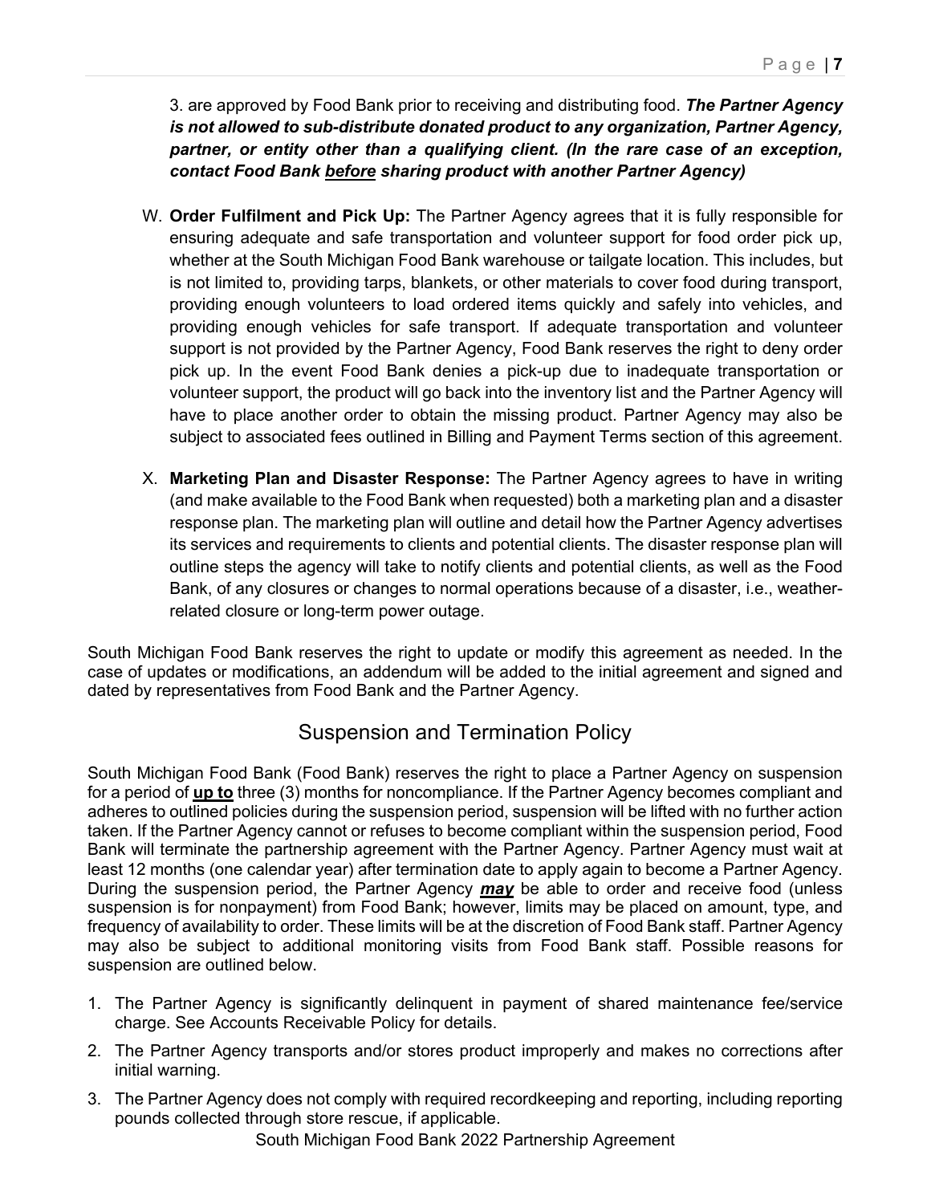3. are approved by Food Bank prior to receiving and distributing food. ***The Partner Agency is not allowed to sub-distribute donated product to any organization, Partner Agency, partner, or entity other than a qualifying client. (In the rare case of an exception, contact Food Bank <u>before</u> sharing product with another Partner Agency)***

W. **Order Fulfilment and Pick Up:** The Partner Agency agrees that it is fully responsible for ensuring adequate and safe transportation and volunteer support for food order pick up, whether at the South Michigan Food Bank warehouse or tailgate location. This includes, but is not limited to, providing tarps, blankets, or other materials to cover food during transport, providing enough volunteers to load ordered items quickly and safely into vehicles, and providing enough vehicles for safe transport. If adequate transportation and volunteer support is not provided by the Partner Agency, Food Bank reserves the right to deny order pick up. In the event Food Bank denies a pick-up due to inadequate transportation or volunteer support, the product will go back into the inventory list and the Partner Agency will have to place another order to obtain the missing product. Partner Agency may also be subject to associated fees outlined in Billing and Payment Terms section of this agreement.

X. **Marketing Plan and Disaster Response:** The Partner Agency agrees to have in writing (and make available to the Food Bank when requested) both a marketing plan and a disaster response plan. The marketing plan will outline and detail how the Partner Agency advertises its services and requirements to clients and potential clients. The disaster response plan will outline steps the agency will take to notify clients and potential clients, as well as the Food Bank, of any closures or changes to normal operations because of a disaster, i.e., weather-related closure or long-term power outage.

South Michigan Food Bank reserves the right to update or modify this agreement as needed. In the case of updates or modifications, an addendum will be added to the initial agreement and signed and dated by representatives from Food Bank and the Partner Agency.

## Suspension and Termination Policy

South Michigan Food Bank (Food Bank) reserves the right to place a Partner Agency on suspension for a period of **<u>up to</u>** three (3) months for noncompliance. If the Partner Agency becomes compliant and adheres to outlined policies during the suspension period, suspension will be lifted with no further action taken. If the Partner Agency cannot or refuses to become compliant within the suspension period, Food Bank will terminate the partnership agreement with the Partner Agency. Partner Agency must wait at least 12 months (one calendar year) after termination date to apply again to become a Partner Agency. During the suspension period, the Partner Agency ***<u>may</u>*** be able to order and receive food (unless suspension is for nonpayment) from Food Bank; however, limits may be placed on amount, type, and frequency of availability to order. These limits will be at the discretion of Food Bank staff. Partner Agency may also be subject to additional monitoring visits from Food Bank staff. Possible reasons for suspension are outlined below.

1. The Partner Agency is significantly delinquent in payment of shared maintenance fee/service charge. See Accounts Receivable Policy for details.
2. The Partner Agency transports and/or stores product improperly and makes no corrections after initial warning.
3. The Partner Agency does not comply with required recordkeeping and reporting, including reporting pounds collected through store rescue, if applicable.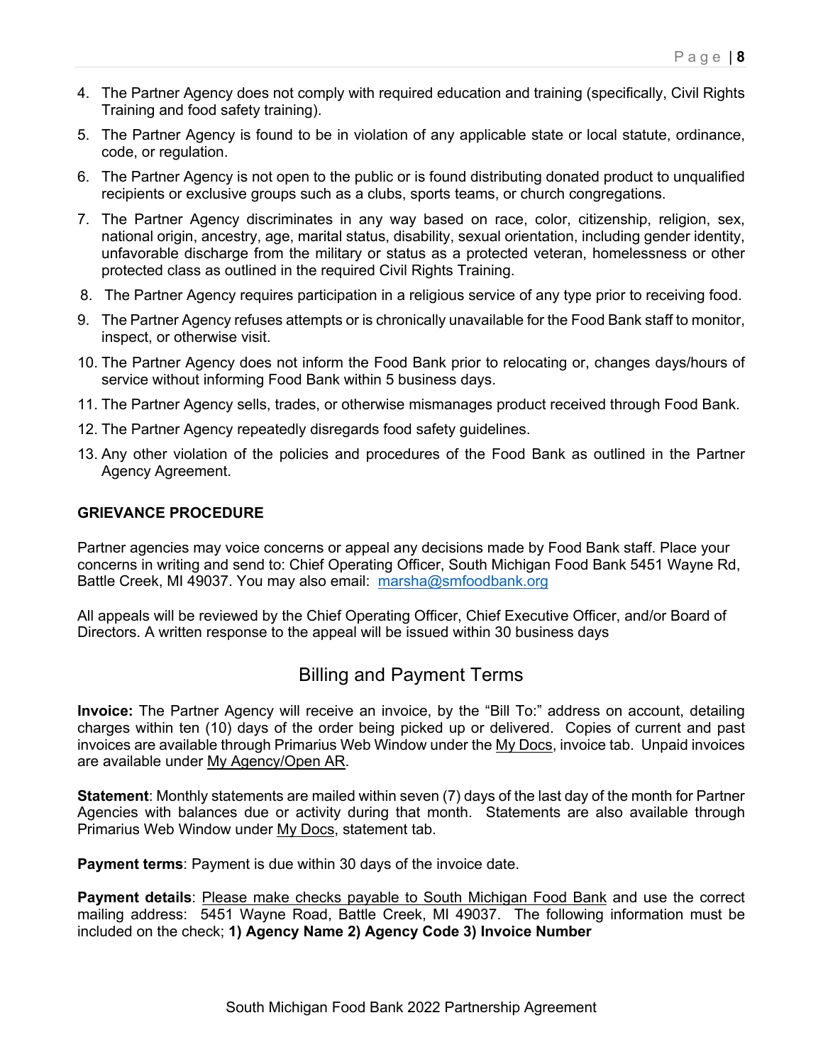4. The Partner Agency does not comply with required education and training (specifically, Civil Rights Training and food safety training).
5. The Partner Agency is found to be in violation of any applicable state or local statute, ordinance, code, or regulation.
6. The Partner Agency is not open to the public or is found distributing donated product to unqualified recipients or exclusive groups such as a clubs, sports teams, or church congregations.
7. The Partner Agency discriminates in any way based on race, color, citizenship, religion, sex, national origin, ancestry, age, marital status, disability, sexual orientation, including gender identity, unfavorable discharge from the military or status as a protected veteran, homelessness or other protected class as outlined in the required Civil Rights Training.
8. The Partner Agency requires participation in a religious service of any type prior to receiving food.
9. The Partner Agency refuses attempts or is chronically unavailable for the Food Bank staff to monitor, inspect, or otherwise visit.
10. The Partner Agency does not inform the Food Bank prior to relocating or, changes days/hours of service without informing Food Bank within 5 business days.
11. The Partner Agency sells, trades, or otherwise mismanages product received through Food Bank.
12. The Partner Agency repeatedly disregards food safety guidelines.
13. Any other violation of the policies and procedures of the Food Bank as outlined in the Partner Agency Agreement.

**GRIEVANCE PROCEDURE**

Partner agencies may voice concerns or appeal any decisions made by Food Bank staff. Place your concerns in writing and send to: Chief Operating Officer, South Michigan Food Bank 5451 Wayne Rd, Battle Creek, MI 49037. You may also email: marsha@smfoodbank.org

All appeals will be reviewed by the Chief Operating Officer, Chief Executive Officer, and/or Board of Directors. A written response to the appeal will be issued within 30 business days

## Billing and Payment Terms

**Invoice:** The Partner Agency will receive an invoice, by the "Bill To:" address on account, detailing charges within ten (10) days of the order being picked up or delivered. Copies of current and past invoices are available through Primarius Web Window under the My Docs, invoice tab. Unpaid invoices are available under My Agency/Open AR.

**Statement**: Monthly statements are mailed within seven (7) days of the last day of the month for Partner Agencies with balances due or activity during that month. Statements are also available through Primarius Web Window under My Docs, statement tab.

**Payment terms**: Payment is due within 30 days of the invoice date.

**Payment details**: Please make checks payable to South Michigan Food Bank and use the correct mailing address: 5451 Wayne Road, Battle Creek, MI 49037. The following information must be included on the check; **1) Agency Name 2) Agency Code 3) Invoice Number**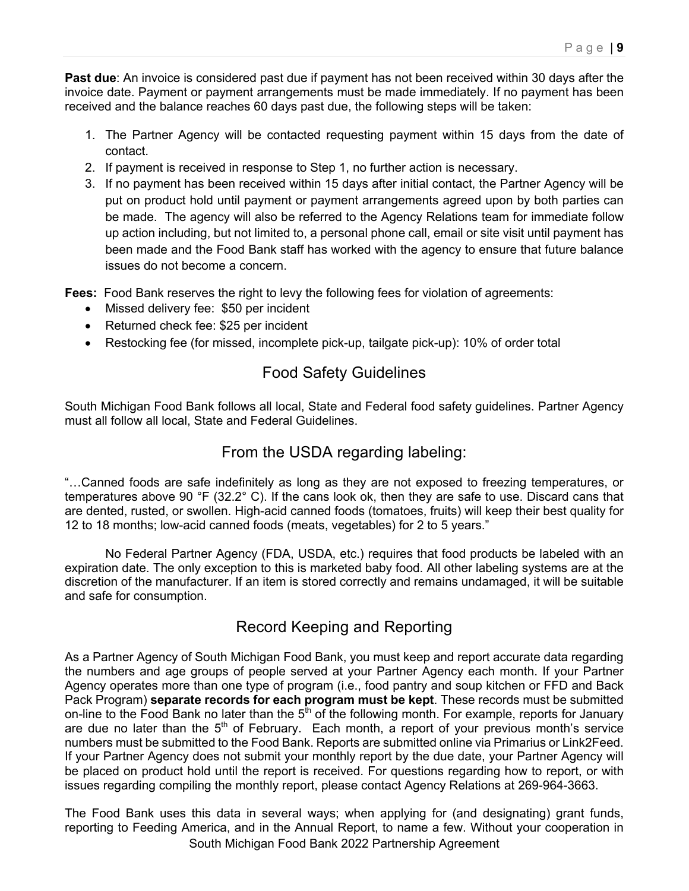**Past due**: An invoice is considered past due if payment has not been received within 30 days after the invoice date. Payment or payment arrangements must be made immediately. If no payment has been received and the balance reaches 60 days past due, the following steps will be taken:

1. The Partner Agency will be contacted requesting payment within 15 days from the date of contact.
2. If payment is received in response to Step 1, no further action is necessary.
3. If no payment has been received within 15 days after initial contact, the Partner Agency will be put on product hold until payment or payment arrangements agreed upon by both parties can be made. The agency will also be referred to the Agency Relations team for immediate follow up action including, but not limited to, a personal phone call, email or site visit until payment has been made and the Food Bank staff has worked with the agency to ensure that future balance issues do not become a concern.

**Fees:** Food Bank reserves the right to levy the following fees for violation of agreements:

- Missed delivery fee: $50 per incident
- Returned check fee: $25 per incident
- Restocking fee (for missed, incomplete pick-up, tailgate pick-up): 10% of order total

## Food Safety Guidelines

South Michigan Food Bank follows all local, State and Federal food safety guidelines. Partner Agency must all follow all local, State and Federal Guidelines.

## From the USDA regarding labeling:

"…Canned foods are safe indefinitely as long as they are not exposed to freezing temperatures, or temperatures above 90 °F (32.2° C). If the cans look ok, then they are safe to use. Discard cans that are dented, rusted, or swollen. High-acid canned foods (tomatoes, fruits) will keep their best quality for 12 to 18 months; low-acid canned foods (meats, vegetables) for 2 to 5 years."

No Federal Partner Agency (FDA, USDA, etc.) requires that food products be labeled with an expiration date. The only exception to this is marketed baby food. All other labeling systems are at the discretion of the manufacturer. If an item is stored correctly and remains undamaged, it will be suitable and safe for consumption.

## Record Keeping and Reporting

As a Partner Agency of South Michigan Food Bank, you must keep and report accurate data regarding the numbers and age groups of people served at your Partner Agency each month. If your Partner Agency operates more than one type of program (i.e., food pantry and soup kitchen or FFD and Back Pack Program) **separate records for each program must be kept**. These records must be submitted on-line to the Food Bank no later than the 5th of the following month. For example, reports for January are due no later than the 5th of February. Each month, a report of your previous month's service numbers must be submitted to the Food Bank. Reports are submitted online via Primarius or Link2Feed. If your Partner Agency does not submit your monthly report by the due date, your Partner Agency will be placed on product hold until the report is received. For questions regarding how to report, or with issues regarding compiling the monthly report, please contact Agency Relations at 269-964-3663.

The Food Bank uses this data in several ways; when applying for (and designating) grant funds, reporting to Feeding America, and in the Annual Report, to name a few. Without your cooperation in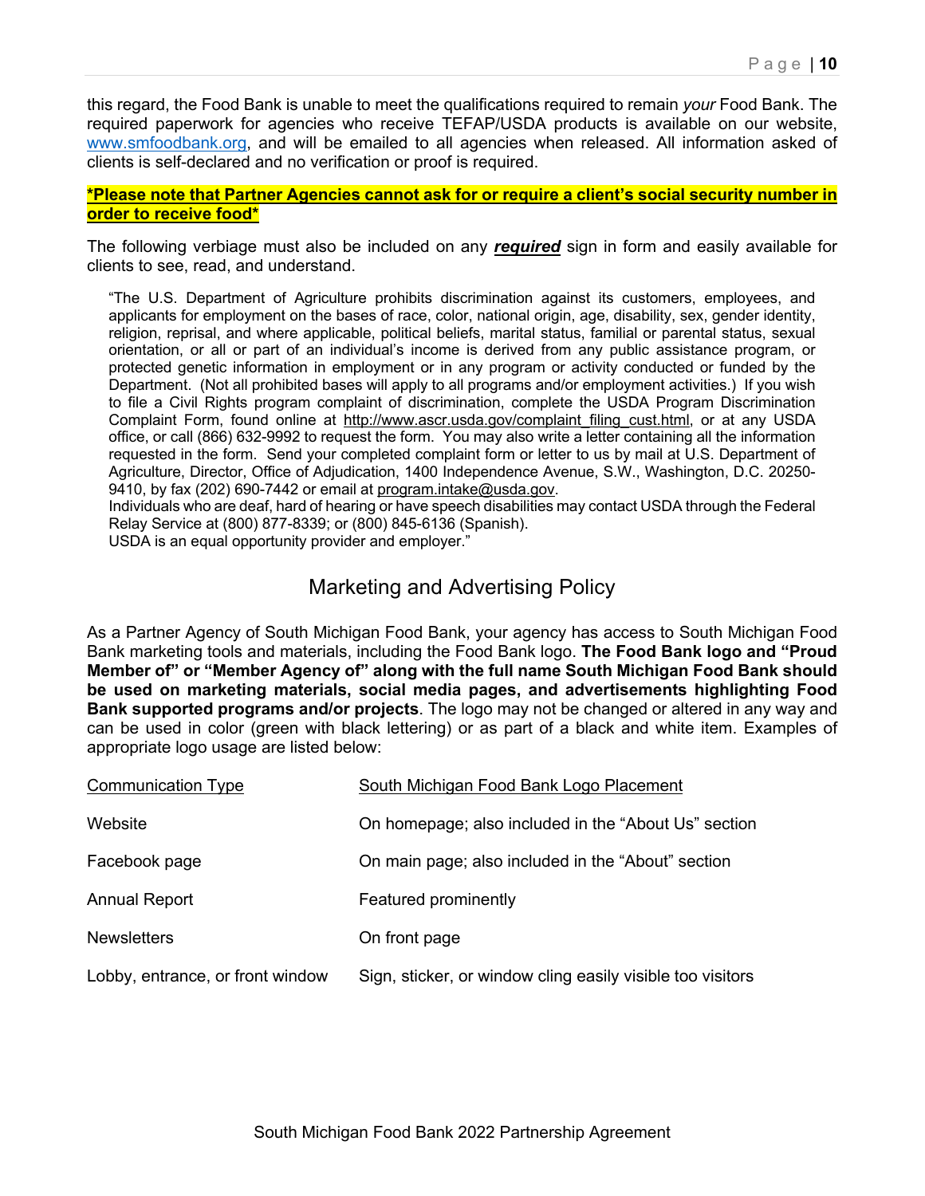this regard, the Food Bank is unable to meet the qualifications required to remain *your* Food Bank. The required paperwork for agencies who receive TEFAP/USDA products is available on our website, www.smfoodbank.org, and will be emailed to all agencies when released. All information asked of clients is self-declared and no verification or proof is required.

**<u>*Please note that Partner Agencies cannot ask for or require a client's social security number in order to receive food*</u>**

The following verbiage must also be included on any ***<u>required</u>*** sign in form and easily available for clients to see, read, and understand.

> "The U.S. Department of Agriculture prohibits discrimination against its customers, employees, and applicants for employment on the bases of race, color, national origin, age, disability, sex, gender identity, religion, reprisal, and where applicable, political beliefs, marital status, familial or parental status, sexual orientation, or all or part of an individual's income is derived from any public assistance program, or protected genetic information in employment or in any program or activity conducted or funded by the Department. (Not all prohibited bases will apply to all programs and/or employment activities.) If you wish to file a Civil Rights program complaint of discrimination, complete the USDA Program Discrimination Complaint Form, found online at http://www.ascr.usda.gov/complaint_filing_cust.html, or at any USDA office, or call (866) 632-9992 to request the form. You may also write a letter containing all the information requested in the form. Send your completed complaint form or letter to us by mail at U.S. Department of Agriculture, Director, Office of Adjudication, 1400 Independence Avenue, S.W., Washington, D.C. 20250-9410, by fax (202) 690-7442 or email at program.intake@usda.gov.
> Individuals who are deaf, hard of hearing or have speech disabilities may contact USDA through the Federal Relay Service at (800) 877-8339; or (800) 845-6136 (Spanish).
> USDA is an equal opportunity provider and employer."

## Marketing and Advertising Policy

As a Partner Agency of South Michigan Food Bank, your agency has access to South Michigan Food Bank marketing tools and materials, including the Food Bank logo. **The Food Bank logo and "Proud Member of" or "Member Agency of" along with the full name South Michigan Food Bank should be used on marketing materials, social media pages, and advertisements highlighting Food Bank supported programs and/or projects**. The logo may not be changed or altered in any way and can be used in color (green with black lettering) or as part of a black and white item. Examples of appropriate logo usage are listed below:

| Communication Type | South Michigan Food Bank Logo Placement |
|---|---|
| Website | On homepage; also included in the "About Us" section |
| Facebook page | On main page; also included in the "About" section |
| Annual Report | Featured prominently |
| Newsletters | On front page |
| Lobby, entrance, or front window | Sign, sticker, or window cling easily visible too visitors |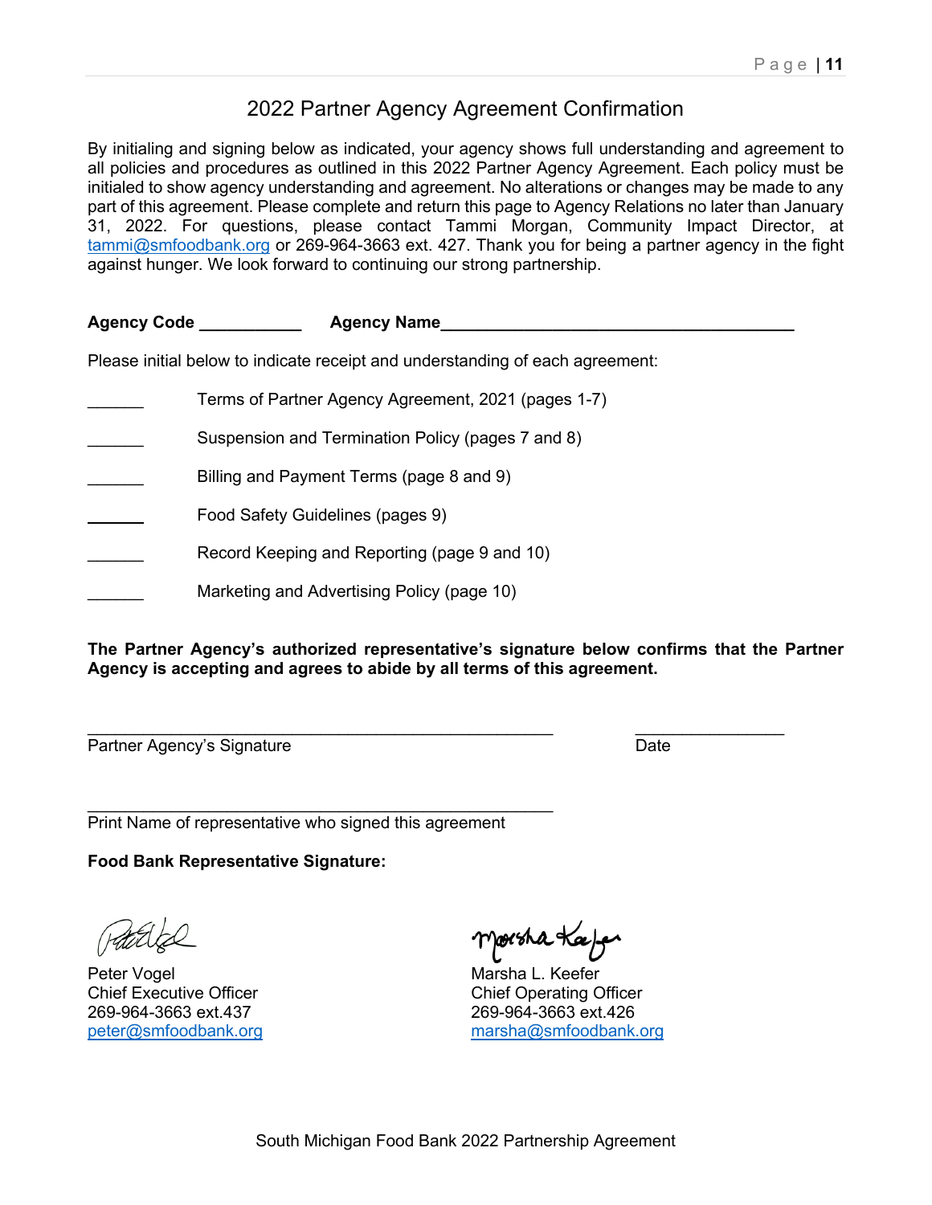# 2022 Partner Agency Agreement Confirmation

By initialing and signing below as indicated, your agency shows full understanding and agreement to all policies and procedures as outlined in this 2022 Partner Agency Agreement. Each policy must be initialed to show agency understanding and agreement. No alterations or changes may be made to any part of this agreement. Please complete and return this page to Agency Relations no later than January 31, 2022. For questions, please contact Tammi Morgan, Community Impact Director, at tammi@smfoodbank.org or 269-964-3663 ext. 427. Thank you for being a partner agency in the fight against hunger. We look forward to continuing our strong partnership.

**Agency Code** ___________ **Agency Name**_______________________________________

Please initial below to indicate receipt and understanding of each agreement:

______ Terms of Partner Agency Agreement, 2021 (pages 1-7)

______ Suspension and Termination Policy (pages 7 and 8)

______ Billing and Payment Terms (page 8 and 9)

______ Food Safety Guidelines (pages 9)

______ Record Keeping and Reporting (page 9 and 10)

______ Marketing and Advertising Policy (page 10)

**The Partner Agency's authorized representative's signature below confirms that the Partner Agency is accepting and agrees to abide by all terms of this agreement.**

_____________________________________________________ _________________

Partner Agency's Signature Date

_____________________________________________________

Print Name of representative who signed this agreement

**Food Bank Representative Signature:**

Peter Vogel
Chief Executive Officer
269-964-3663 ext.437
peter@smfoodbank.org

Marsha L. Keefer
Chief Operating Officer
269-964-3663 ext.426
marsha@smfoodbank.org

South Michigan Food Bank 2022 Partnership Agreement